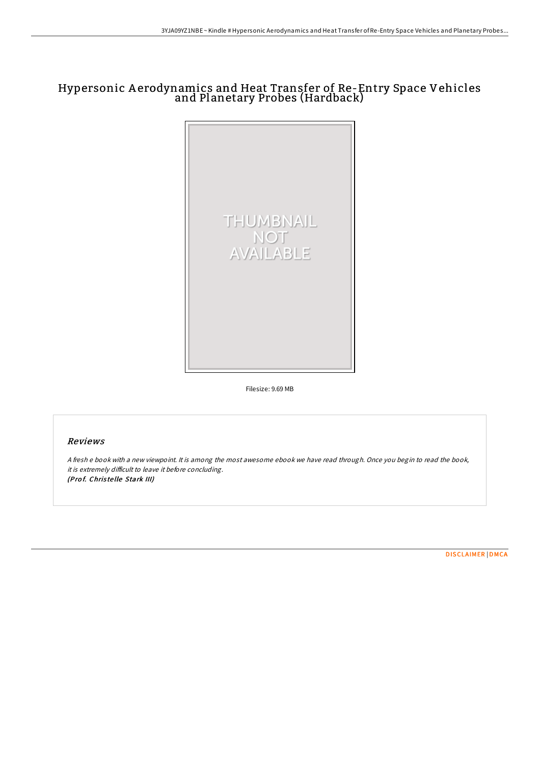# Hypersonic Aerodynamics and Heat Transfer of Re-Entry Space Vehicles and Planetary Probes (Hardback)

Filesize: 9.69 MB

## Reviews

*A fresh e book with a new viewpoint. It is among the most awesome ebook we have read through. Once you begin to read the book, it is extremely difficult to leave it before concluding.*
***(Prof. Christelle Stark III)***

DISCLAIMER | DMCA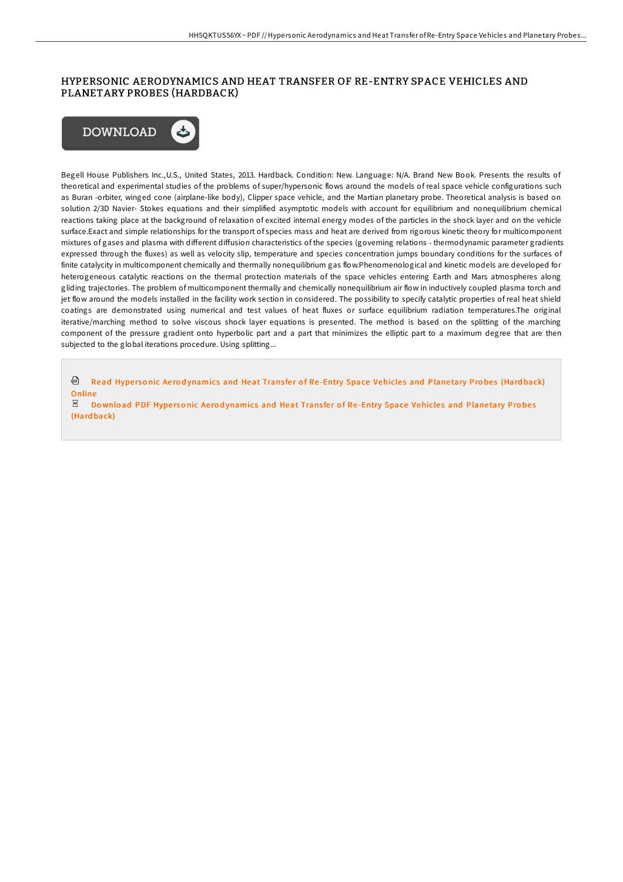# HYPERSONIC AERODYNAMICS AND HEAT TRANSFER OF RE-ENTRY SPACE VEHICLES AND PLANETARY PROBES (HARDBACK)

DOWNLOAD

Begell House Publishers Inc.,U.S., United States, 2013. Hardback. Condition: New. Language: N/A. Brand New Book. Presents the results of theoretical and experimental studies of the problems of super/hypersonic flows around the models of real space vehicle configurations such as Buran -orbiter, winged cone (airplane-like body), Clipper space vehicle, and the Martian planetary probe. Theoretical analysis is based on solution 2/3D Navier- Stokes equations and their simplified asymptotic models with account for equilibrium and nonequilibrium chemical reactions taking place at the background of relaxation of excited internal energy modes of the particles in the shock layer and on the vehicle surface.Exact and simple relationships for the transport of species mass and heat are derived from rigorous kinetic theory for multicomponent mixtures of gases and plasma with different diffusion characteristics of the species (governing relations - thermodynamic parameter gradients expressed through the fluxes) as well as velocity slip, temperature and species concentration jumps boundary conditions for the surfaces of finite catalycity in multicomponent chemically and thermally nonequilibrium gas flow.Phenomenological and kinetic models are developed for heterogeneous catalytic reactions on the thermal protection materials of the space vehicles entering Earth and Mars atmospheres along gliding trajectories. The problem of multicomponent thermally and chemically nonequilibrium air flow in inductively coupled plasma torch and jet flow around the models installed in the facility work section in considered. The possibility to specify catalytic properties of real heat shield coatings are demonstrated using numerical and test values of heat fluxes or surface equilibrium radiation temperatures.The original iterative/marching method to solve viscous shock layer equations is presented. The method is based on the splitting of the marching component of the pressure gradient onto hyperbolic part and a part that minimizes the elliptic part to a maximum degree that are then subjected to the global iterations procedure. Using splitting...

Read Hypersonic Aerodynamics and Heat Transfer of Re-Entry Space Vehicles and Planetary Probes (Hardback) Online

Download PDF Hypersonic Aerodynamics and Heat Transfer of Re-Entry Space Vehicles and Planetary Probes (Hardback)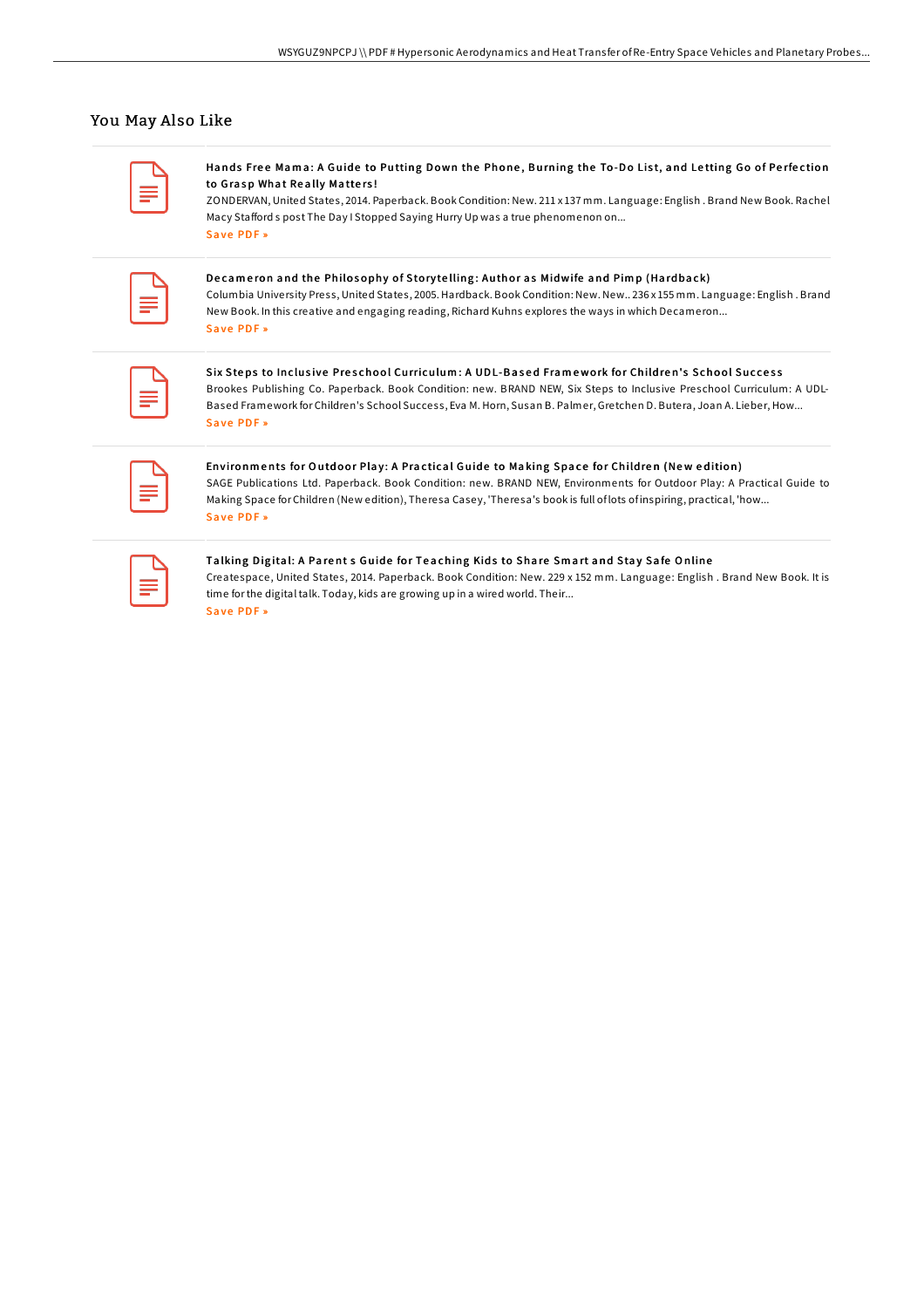## You May Also Like

**Hands Free Mama: A Guide to Putting Down the Phone, Burning the To-Do List, and Letting Go of Perfection to Grasp What Really Matters!**

ZONDERVAN, United States, 2014. Paperback. Book Condition: New. 211 x 137 mm. Language: English . Brand New Book. Rachel Macy Stafford s post The Day I Stopped Saying Hurry Up was a true phenomenon on...

Save PDF »

**Decameron and the Philosophy of Storytelling: Author as Midwife and Pimp (Hardback)**

Columbia University Press, United States, 2005. Hardback. Book Condition: New. New.. 236 x 155 mm. Language: English . Brand New Book. In this creative and engaging reading, Richard Kuhns explores the ways in which Decameron...

Save PDF »

**Six Steps to Inclusive Preschool Curriculum: A UDL-Based Framework for Children's School Success**

Brookes Publishing Co. Paperback. Book Condition: new. BRAND NEW, Six Steps to Inclusive Preschool Curriculum: A UDL-Based Framework for Children's School Success, Eva M. Horn, Susan B. Palmer, Gretchen D. Butera, Joan A. Lieber, How...

Save PDF »

**Environments for Outdoor Play: A Practical Guide to Making Space for Children (New edition)**

SAGE Publications Ltd. Paperback. Book Condition: new. BRAND NEW, Environments for Outdoor Play: A Practical Guide to Making Space for Children (New edition), Theresa Casey, 'Theresa's book is full of lots of inspiring, practical, 'how...

Save PDF »

**Talking Digital: A Parent s Guide for Teaching Kids to Share Smart and Stay Safe Online**

Createspace, United States, 2014. Paperback. Book Condition: New. 229 x 152 mm. Language: English . Brand New Book. It is time for the digital talk. Today, kids are growing up in a wired world. Their...

Save PDF »